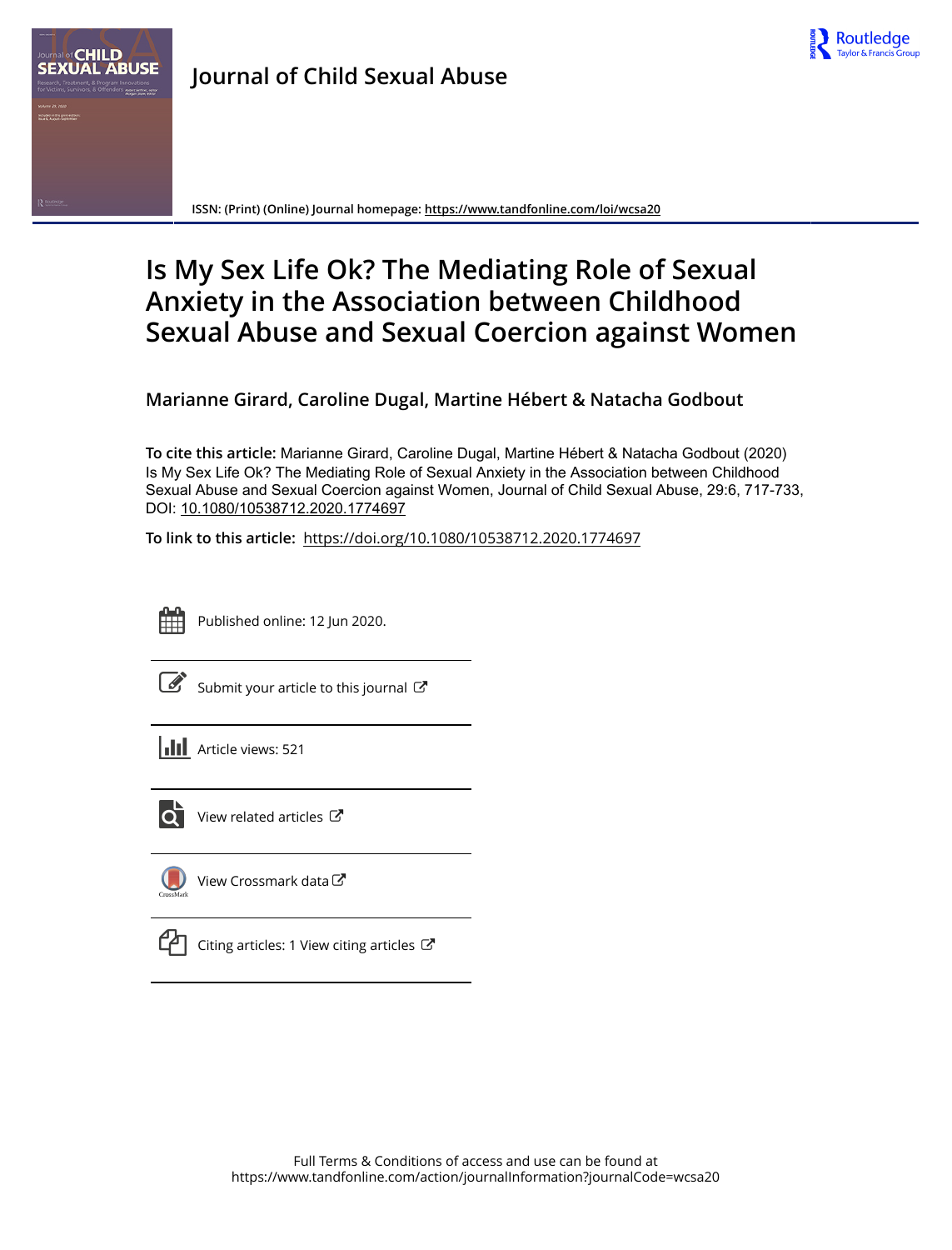Journal of Child Sexual Abuse

ISSN: (Print) (Online) Journal homepage: https://www.tandfonline.com/loi/wcsa20

# Is My Sex Life Ok? The Mediating Role of Sexual Anxiety in the Association between Childhood Sexual Abuse and Sexual Coercion against Women

**Marianne Girard, Caroline Dugal, Martine Hébert & Natacha Godbout**

**To cite this article:** Marianne Girard, Caroline Dugal, Martine Hébert & Natacha Godbout (2020) Is My Sex Life Ok? The Mediating Role of Sexual Anxiety in the Association between Childhood Sexual Abuse and Sexual Coercion against Women, Journal of Child Sexual Abuse, 29:6, 717-733, DOI: 10.1080/10538712.2020.1774697

**To link to this article:** https://doi.org/10.1080/10538712.2020.1774697

Published online: 12 Jun 2020.

Submit your article to this journal

Article views: 521

View related articles

View Crossmark data

Citing articles: 1 View citing articles

Full Terms & Conditions of access and use can be found at https://www.tandfonline.com/action/journalInformation?journalCode=wcsa20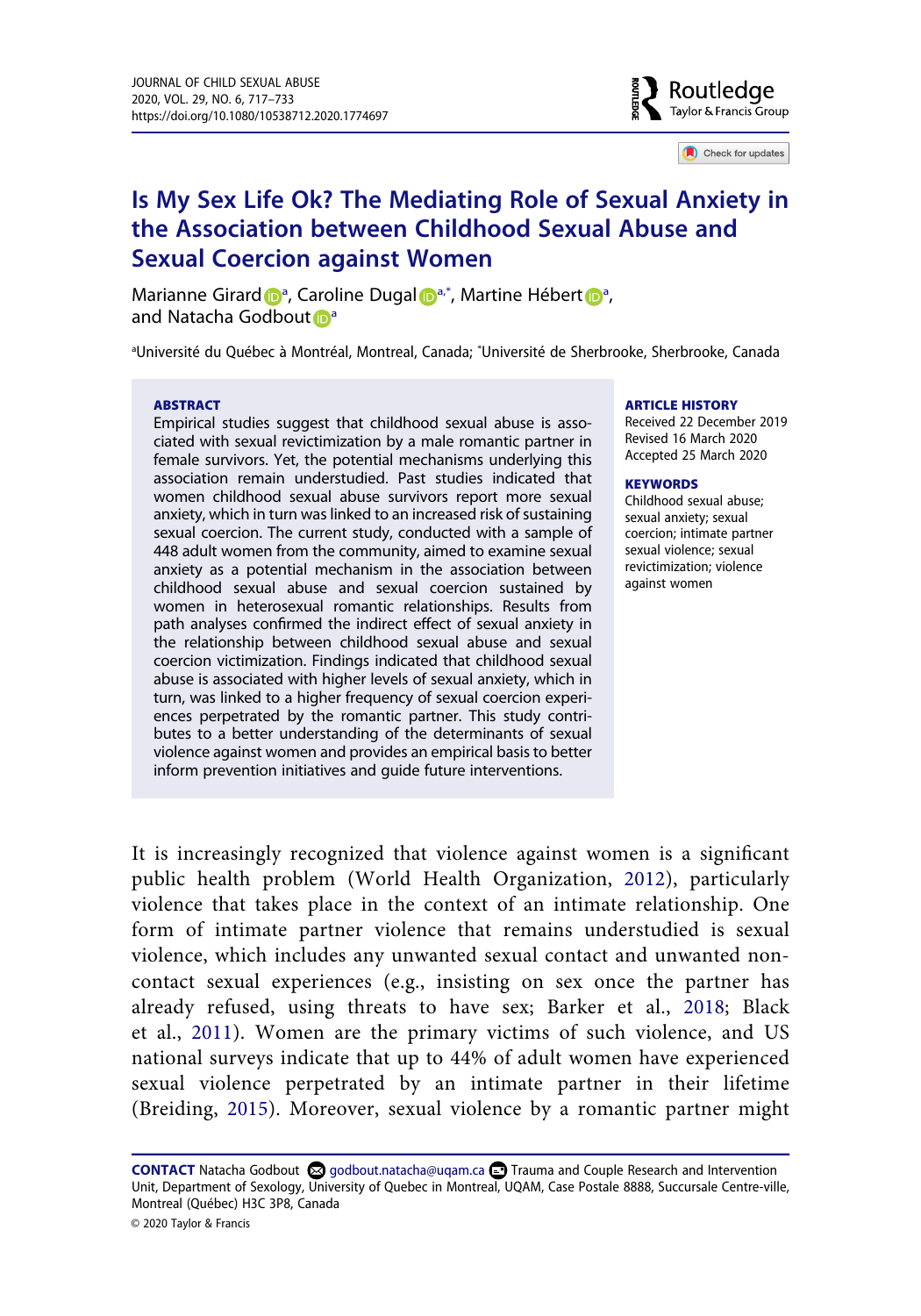# Is My Sex Life Ok? The Mediating Role of Sexual Anxiety in the Association between Childhood Sexual Abuse and Sexual Coercion against Women

Marianne Girard[a], Caroline Dugal[a,*], Martine Hébert[a], and Natacha Godbout[a]

[a]Université du Québec à Montréal, Montreal, Canada; [*]Université de Sherbrooke, Sherbrooke, Canada

**ABSTRACT**

Empirical studies suggest that childhood sexual abuse is associated with sexual revictimization by a male romantic partner in female survivors. Yet, the potential mechanisms underlying this association remain understudied. Past studies indicated that women childhood sexual abuse survivors report more sexual anxiety, which in turn was linked to an increased risk of sustaining sexual coercion. The current study, conducted with a sample of 448 adult women from the community, aimed to examine sexual anxiety as a potential mechanism in the association between childhood sexual abuse and sexual coercion sustained by women in heterosexual romantic relationships. Results from path analyses confirmed the indirect effect of sexual anxiety in the relationship between childhood sexual abuse and sexual coercion victimization. Findings indicated that childhood sexual abuse is associated with higher levels of sexual anxiety, which in turn, was linked to a higher frequency of sexual coercion experiences perpetrated by the romantic partner. This study contributes to a better understanding of the determinants of sexual violence against women and provides an empirical basis to better inform prevention initiatives and guide future interventions.

**ARTICLE HISTORY**

Received 22 December 2019
Revised 16 March 2020
Accepted 25 March 2020

**KEYWORDS**

Childhood sexual abuse; sexual anxiety; sexual coercion; intimate partner sexual violence; sexual revictimization; violence against women

It is increasingly recognized that violence against women is a significant public health problem (World Health Organization, 2012), particularly violence that takes place in the context of an intimate relationship. One form of intimate partner violence that remains understudied is sexual violence, which includes any unwanted sexual contact and unwanted non-contact sexual experiences (e.g., insisting on sex once the partner has already refused, using threats to have sex; Barker et al., 2018; Black et al., 2011). Women are the primary victims of such violence, and US national surveys indicate that up to 44% of adult women have experienced sexual violence perpetrated by an intimate partner in their lifetime (Breiding, 2015). Moreover, sexual violence by a romantic partner might

**CONTACT** Natacha Godbout godbout.natacha@uqam.ca Trauma and Couple Research and Intervention Unit, Department of Sexology, University of Quebec in Montreal, UQAM, Case Postale 8888, Succursale Centre-ville, Montreal (Québec) H3C 3P8, Canada

© 2020 Taylor & Francis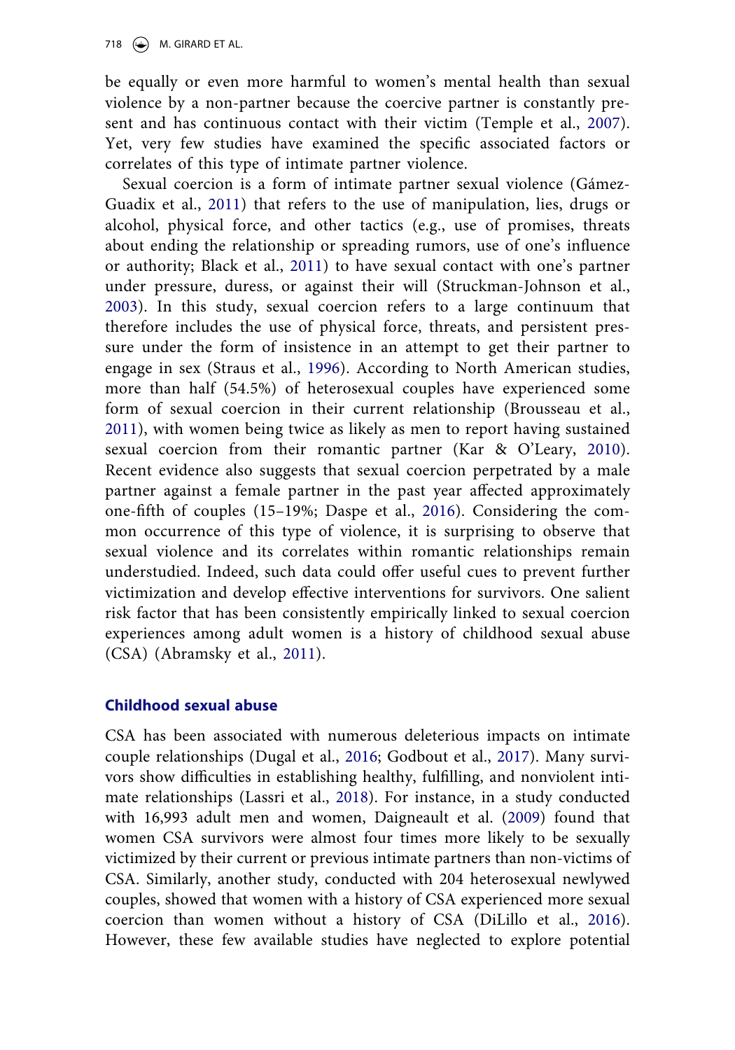be equally or even more harmful to women's mental health than sexual violence by a non-partner because the coercive partner is constantly present and has continuous contact with their victim (Temple et al., 2007). Yet, very few studies have examined the specific associated factors or correlates of this type of intimate partner violence.

Sexual coercion is a form of intimate partner sexual violence (Gámez-Guadix et al., 2011) that refers to the use of manipulation, lies, drugs or alcohol, physical force, and other tactics (e.g., use of promises, threats about ending the relationship or spreading rumors, use of one's influence or authority; Black et al., 2011) to have sexual contact with one's partner under pressure, duress, or against their will (Struckman-Johnson et al., 2003). In this study, sexual coercion refers to a large continuum that therefore includes the use of physical force, threats, and persistent pressure under the form of insistence in an attempt to get their partner to engage in sex (Straus et al., 1996). According to North American studies, more than half (54.5%) of heterosexual couples have experienced some form of sexual coercion in their current relationship (Brousseau et al., 2011), with women being twice as likely as men to report having sustained sexual coercion from their romantic partner (Kar & O'Leary, 2010). Recent evidence also suggests that sexual coercion perpetrated by a male partner against a female partner in the past year affected approximately one-fifth of couples (15–19%; Daspe et al., 2016). Considering the common occurrence of this type of violence, it is surprising to observe that sexual violence and its correlates within romantic relationships remain understudied. Indeed, such data could offer useful cues to prevent further victimization and develop effective interventions for survivors. One salient risk factor that has been consistently empirically linked to sexual coercion experiences among adult women is a history of childhood sexual abuse (CSA) (Abramsky et al., 2011).

## Childhood sexual abuse

CSA has been associated with numerous deleterious impacts on intimate couple relationships (Dugal et al., 2016; Godbout et al., 2017). Many survivors show difficulties in establishing healthy, fulfilling, and nonviolent intimate relationships (Lassri et al., 2018). For instance, in a study conducted with 16,993 adult men and women, Daigneault et al. (2009) found that women CSA survivors were almost four times more likely to be sexually victimized by their current or previous intimate partners than non-victims of CSA. Similarly, another study, conducted with 204 heterosexual newlywed couples, showed that women with a history of CSA experienced more sexual coercion than women without a history of CSA (DiLillo et al., 2016). However, these few available studies have neglected to explore potential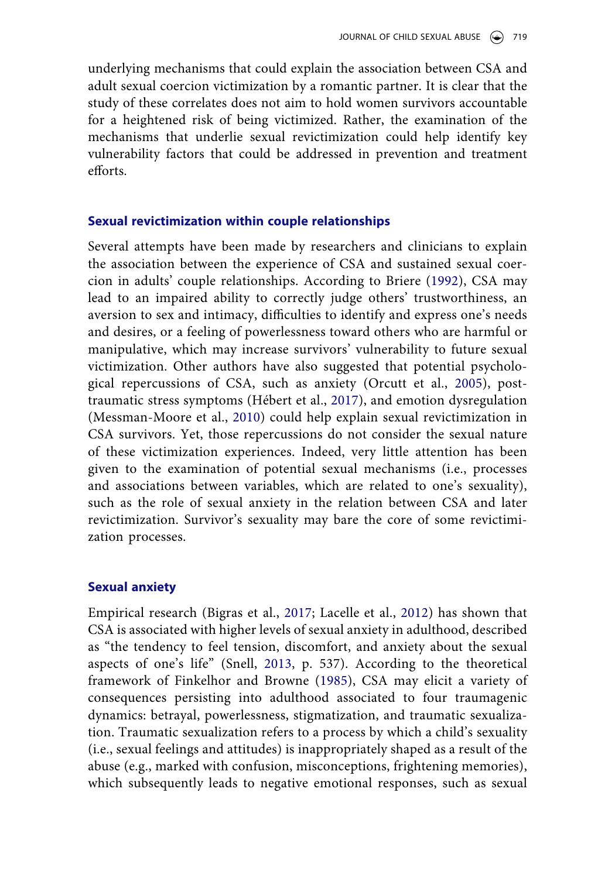underlying mechanisms that could explain the association between CSA and adult sexual coercion victimization by a romantic partner. It is clear that the study of these correlates does not aim to hold women survivors accountable for a heightened risk of being victimized. Rather, the examination of the mechanisms that underlie sexual revictimization could help identify key vulnerability factors that could be addressed in prevention and treatment efforts.

## Sexual revictimization within couple relationships

Several attempts have been made by researchers and clinicians to explain the association between the experience of CSA and sustained sexual coercion in adults' couple relationships. According to Briere (1992), CSA may lead to an impaired ability to correctly judge others' trustworthiness, an aversion to sex and intimacy, difficulties to identify and express one's needs and desires, or a feeling of powerlessness toward others who are harmful or manipulative, which may increase survivors' vulnerability to future sexual victimization. Other authors have also suggested that potential psychological repercussions of CSA, such as anxiety (Orcutt et al., 2005), post-traumatic stress symptoms (Hébert et al., 2017), and emotion dysregulation (Messman-Moore et al., 2010) could help explain sexual revictimization in CSA survivors. Yet, those repercussions do not consider the sexual nature of these victimization experiences. Indeed, very little attention has been given to the examination of potential sexual mechanisms (i.e., processes and associations between variables, which are related to one's sexuality), such as the role of sexual anxiety in the relation between CSA and later revictimization. Survivor's sexuality may bare the core of some revictimization processes.

## Sexual anxiety

Empirical research (Bigras et al., 2017; Lacelle et al., 2012) has shown that CSA is associated with higher levels of sexual anxiety in adulthood, described as "the tendency to feel tension, discomfort, and anxiety about the sexual aspects of one's life" (Snell, 2013, p. 537). According to the theoretical framework of Finkelhor and Browne (1985), CSA may elicit a variety of consequences persisting into adulthood associated to four traumagenic dynamics: betrayal, powerlessness, stigmatization, and traumatic sexualization. Traumatic sexualization refers to a process by which a child's sexuality (i.e., sexual feelings and attitudes) is inappropriately shaped as a result of the abuse (e.g., marked with confusion, misconceptions, frightening memories), which subsequently leads to negative emotional responses, such as sexual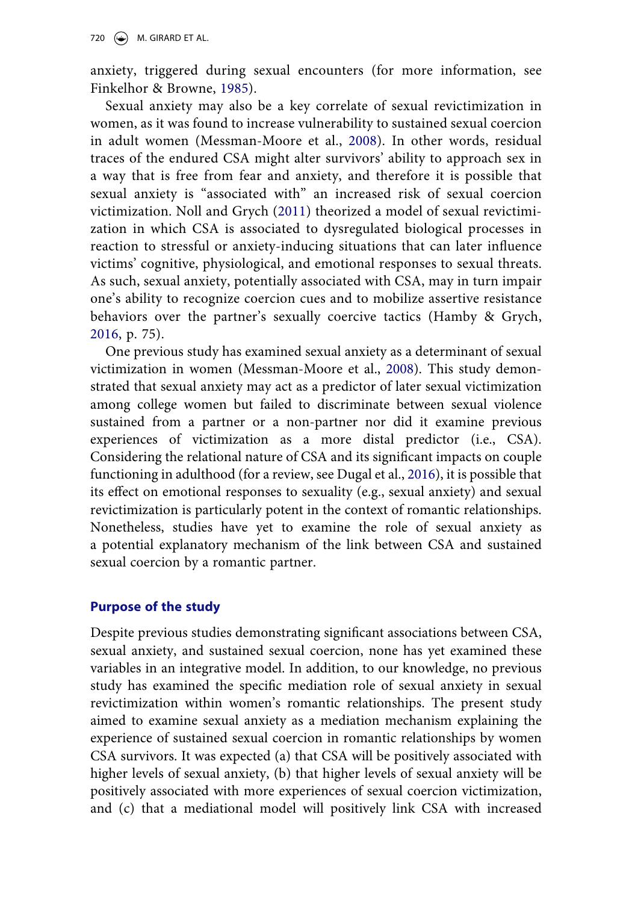anxiety, triggered during sexual encounters (for more information, see Finkelhor & Browne, 1985).

Sexual anxiety may also be a key correlate of sexual revictimization in women, as it was found to increase vulnerability to sustained sexual coercion in adult women (Messman-Moore et al., 2008). In other words, residual traces of the endured CSA might alter survivors' ability to approach sex in a way that is free from fear and anxiety, and therefore it is possible that sexual anxiety is "associated with" an increased risk of sexual coercion victimization. Noll and Grych (2011) theorized a model of sexual revictimization in which CSA is associated to dysregulated biological processes in reaction to stressful or anxiety-inducing situations that can later influence victims' cognitive, physiological, and emotional responses to sexual threats. As such, sexual anxiety, potentially associated with CSA, may in turn impair one's ability to recognize coercion cues and to mobilize assertive resistance behaviors over the partner's sexually coercive tactics (Hamby & Grych, 2016, p. 75).

One previous study has examined sexual anxiety as a determinant of sexual victimization in women (Messman-Moore et al., 2008). This study demonstrated that sexual anxiety may act as a predictor of later sexual victimization among college women but failed to discriminate between sexual violence sustained from a partner or a non-partner nor did it examine previous experiences of victimization as a more distal predictor (i.e., CSA). Considering the relational nature of CSA and its significant impacts on couple functioning in adulthood (for a review, see Dugal et al., 2016), it is possible that its effect on emotional responses to sexuality (e.g., sexual anxiety) and sexual revictimization is particularly potent in the context of romantic relationships. Nonetheless, studies have yet to examine the role of sexual anxiety as a potential explanatory mechanism of the link between CSA and sustained sexual coercion by a romantic partner.

## Purpose of the study

Despite previous studies demonstrating significant associations between CSA, sexual anxiety, and sustained sexual coercion, none has yet examined these variables in an integrative model. In addition, to our knowledge, no previous study has examined the specific mediation role of sexual anxiety in sexual revictimization within women's romantic relationships. The present study aimed to examine sexual anxiety as a mediation mechanism explaining the experience of sustained sexual coercion in romantic relationships by women CSA survivors. It was expected (a) that CSA will be positively associated with higher levels of sexual anxiety, (b) that higher levels of sexual anxiety will be positively associated with more experiences of sexual coercion victimization, and (c) that a mediational model will positively link CSA with increased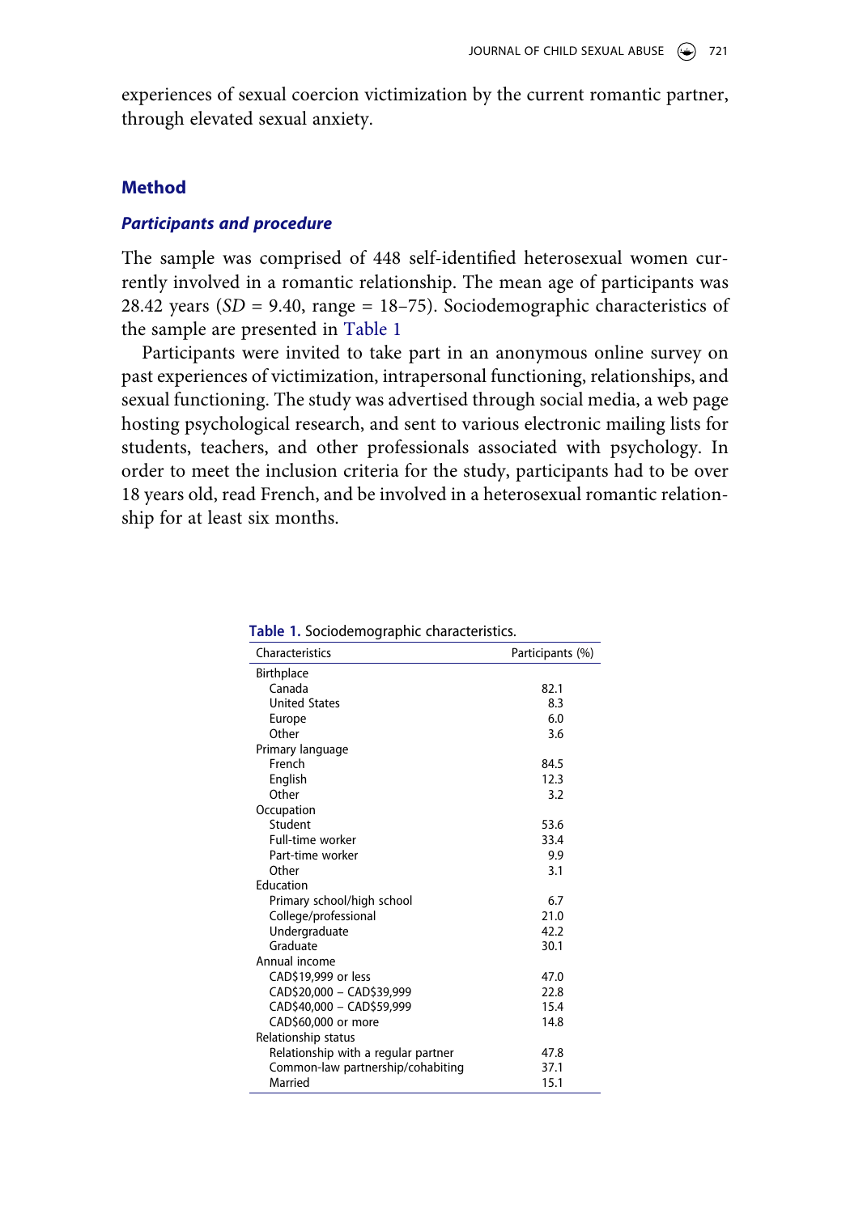experiences of sexual coercion victimization by the current romantic partner, through elevated sexual anxiety.

## Method

### *Participants and procedure*

The sample was comprised of 448 self-identified heterosexual women currently involved in a romantic relationship. The mean age of participants was 28.42 years (*SD* = 9.40, range = 18–75). Sociodemographic characteristics of the sample are presented in Table 1

Participants were invited to take part in an anonymous online survey on past experiences of victimization, intrapersonal functioning, relationships, and sexual functioning. The study was advertised through social media, a web page hosting psychological research, and sent to various electronic mailing lists for students, teachers, and other professionals associated with psychology. In order to meet the inclusion criteria for the study, participants had to be over 18 years old, read French, and be involved in a heterosexual romantic relationship for at least six months.

**Table 1.** Sociodemographic characteristics.

| Characteristics | Participants (%) |
|---|---|
| Birthplace | |
| Canada | 82.1 |
| United States | 8.3 |
| Europe | 6.0 |
| Other | 3.6 |
| Primary language | |
| French | 84.5 |
| English | 12.3 |
| Other | 3.2 |
| Occupation | |
| Student | 53.6 |
| Full-time worker | 33.4 |
| Part-time worker | 9.9 |
| Other | 3.1 |
| Education | |
| Primary school/high school | 6.7 |
| College/professional | 21.0 |
| Undergraduate | 42.2 |
| Graduate | 30.1 |
| Annual income | |
| CAD$19,999 or less | 47.0 |
| CAD$20,000 – CAD$39,999 | 22.8 |
| CAD$40,000 – CAD$59,999 | 15.4 |
| CAD$60,000 or more | 14.8 |
| Relationship status | |
| Relationship with a regular partner | 47.8 |
| Common-law partnership/cohabiting | 37.1 |
| Married | 15.1 |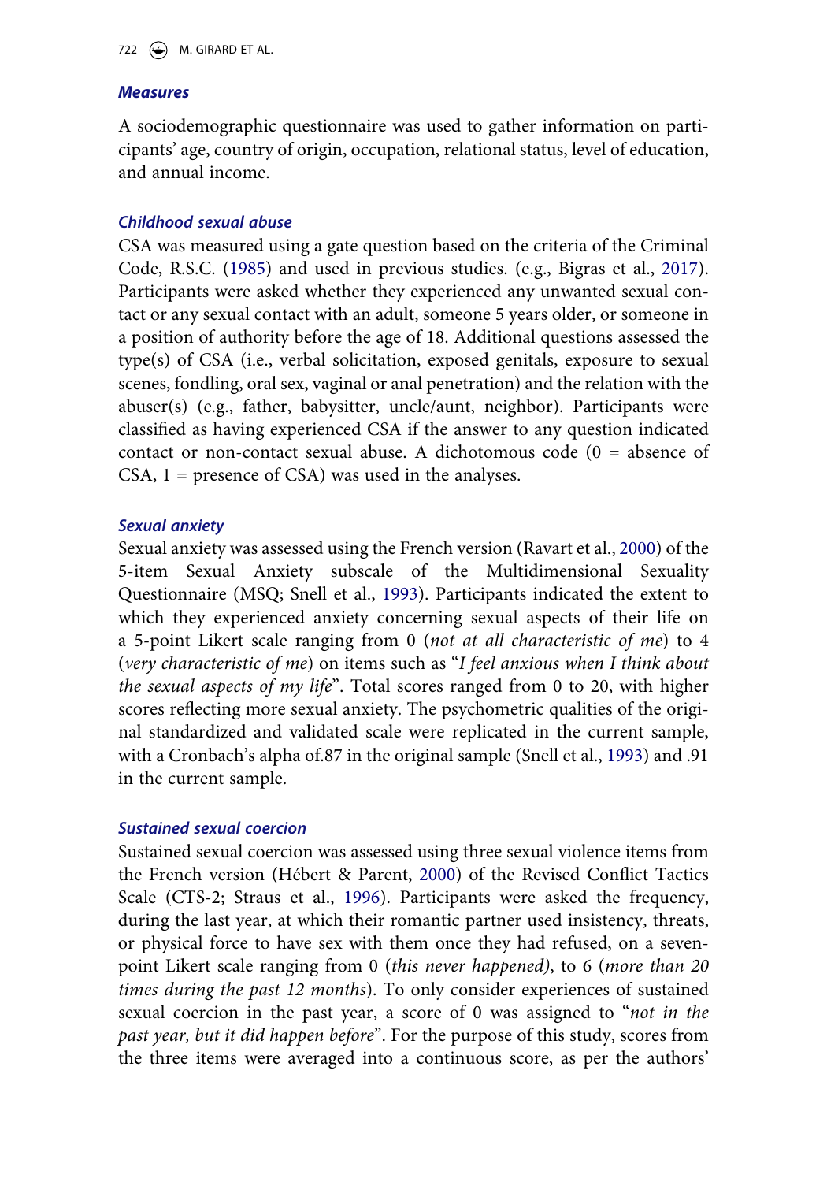### Measures

A sociodemographic questionnaire was used to gather information on participants' age, country of origin, occupation, relational status, level of education, and annual income.

#### Childhood sexual abuse

CSA was measured using a gate question based on the criteria of the Criminal Code, R.S.C. (1985) and used in previous studies. (e.g., Bigras et al., 2017). Participants were asked whether they experienced any unwanted sexual contact or any sexual contact with an adult, someone 5 years older, or someone in a position of authority before the age of 18. Additional questions assessed the type(s) of CSA (i.e., verbal solicitation, exposed genitals, exposure to sexual scenes, fondling, oral sex, vaginal or anal penetration) and the relation with the abuser(s) (e.g., father, babysitter, uncle/aunt, neighbor). Participants were classified as having experienced CSA if the answer to any question indicated contact or non-contact sexual abuse. A dichotomous code (0 = absence of CSA, 1 = presence of CSA) was used in the analyses.

#### Sexual anxiety

Sexual anxiety was assessed using the French version (Ravart et al., 2000) of the 5-item Sexual Anxiety subscale of the Multidimensional Sexuality Questionnaire (MSQ; Snell et al., 1993). Participants indicated the extent to which they experienced anxiety concerning sexual aspects of their life on a 5-point Likert scale ranging from 0 (*not at all characteristic of me*) to 4 (*very characteristic of me*) on items such as "*I feel anxious when I think about the sexual aspects of my life*". Total scores ranged from 0 to 20, with higher scores reflecting more sexual anxiety. The psychometric qualities of the original standardized and validated scale were replicated in the current sample, with a Cronbach's alpha of.87 in the original sample (Snell et al., 1993) and .91 in the current sample.

#### Sustained sexual coercion

Sustained sexual coercion was assessed using three sexual violence items from the French version (Hébert & Parent, 2000) of the Revised Conflict Tactics Scale (CTS-2; Straus et al., 1996). Participants were asked the frequency, during the last year, at which their romantic partner used insistency, threats, or physical force to have sex with them once they had refused, on a seven-point Likert scale ranging from 0 (*this never happened*), to 6 (*more than 20 times during the past 12 months*). To only consider experiences of sustained sexual coercion in the past year, a score of 0 was assigned to "*not in the past year, but it did happen before*". For the purpose of this study, scores from the three items were averaged into a continuous score, as per the authors'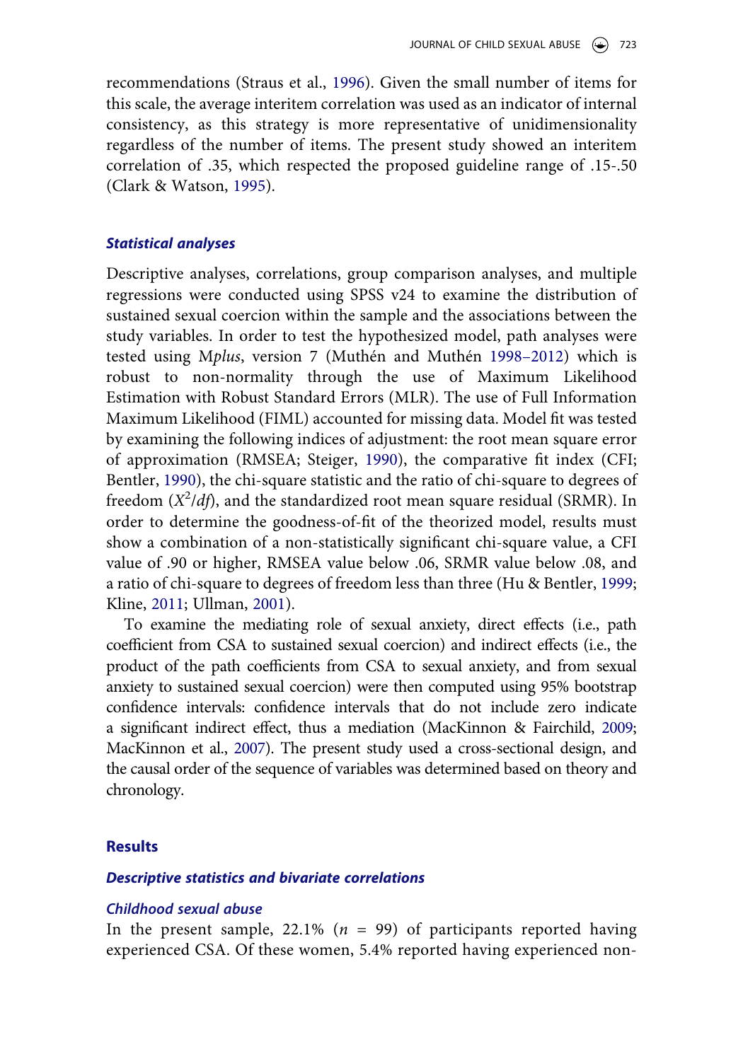recommendations (Straus et al., 1996). Given the small number of items for this scale, the average interitem correlation was used as an indicator of internal consistency, as this strategy is more representative of unidimensionality regardless of the number of items. The present study showed an interitem correlation of .35, which respected the proposed guideline range of .15-.50 (Clark & Watson, 1995).

### *Statistical analyses*

Descriptive analyses, correlations, group comparison analyses, and multiple regressions were conducted using SPSS v24 to examine the distribution of sustained sexual coercion within the sample and the associations between the study variables. In order to test the hypothesized model, path analyses were tested using M*plus*, version 7 (Muthén and Muthén 1998–2012) which is robust to non-normality through the use of Maximum Likelihood Estimation with Robust Standard Errors (MLR). The use of Full Information Maximum Likelihood (FIML) accounted for missing data. Model fit was tested by examining the following indices of adjustment: the root mean square error of approximation (RMSEA; Steiger, 1990), the comparative fit index (CFI; Bentler, 1990), the chi-square statistic and the ratio of chi-square to degrees of freedom ($X^2/df$), and the standardized root mean square residual (SRMR). In order to determine the goodness-of-fit of the theorized model, results must show a combination of a non-statistically significant chi-square value, a CFI value of .90 or higher, RMSEA value below .06, SRMR value below .08, and a ratio of chi-square to degrees of freedom less than three (Hu & Bentler, 1999; Kline, 2011; Ullman, 2001).

To examine the mediating role of sexual anxiety, direct effects (i.e., path coefficient from CSA to sustained sexual coercion) and indirect effects (i.e., the product of the path coefficients from CSA to sexual anxiety, and from sexual anxiety to sustained sexual coercion) were then computed using 95% bootstrap confidence intervals: confidence intervals that do not include zero indicate a significant indirect effect, thus a mediation (MacKinnon & Fairchild, 2009; MacKinnon et al., 2007). The present study used a cross-sectional design, and the causal order of the sequence of variables was determined based on theory and chronology.

## Results

### *Descriptive statistics and bivariate correlations*

#### *Childhood sexual abuse*

In the present sample, 22.1% ($n$ = 99) of participants reported having experienced CSA. Of these women, 5.4% reported having experienced non-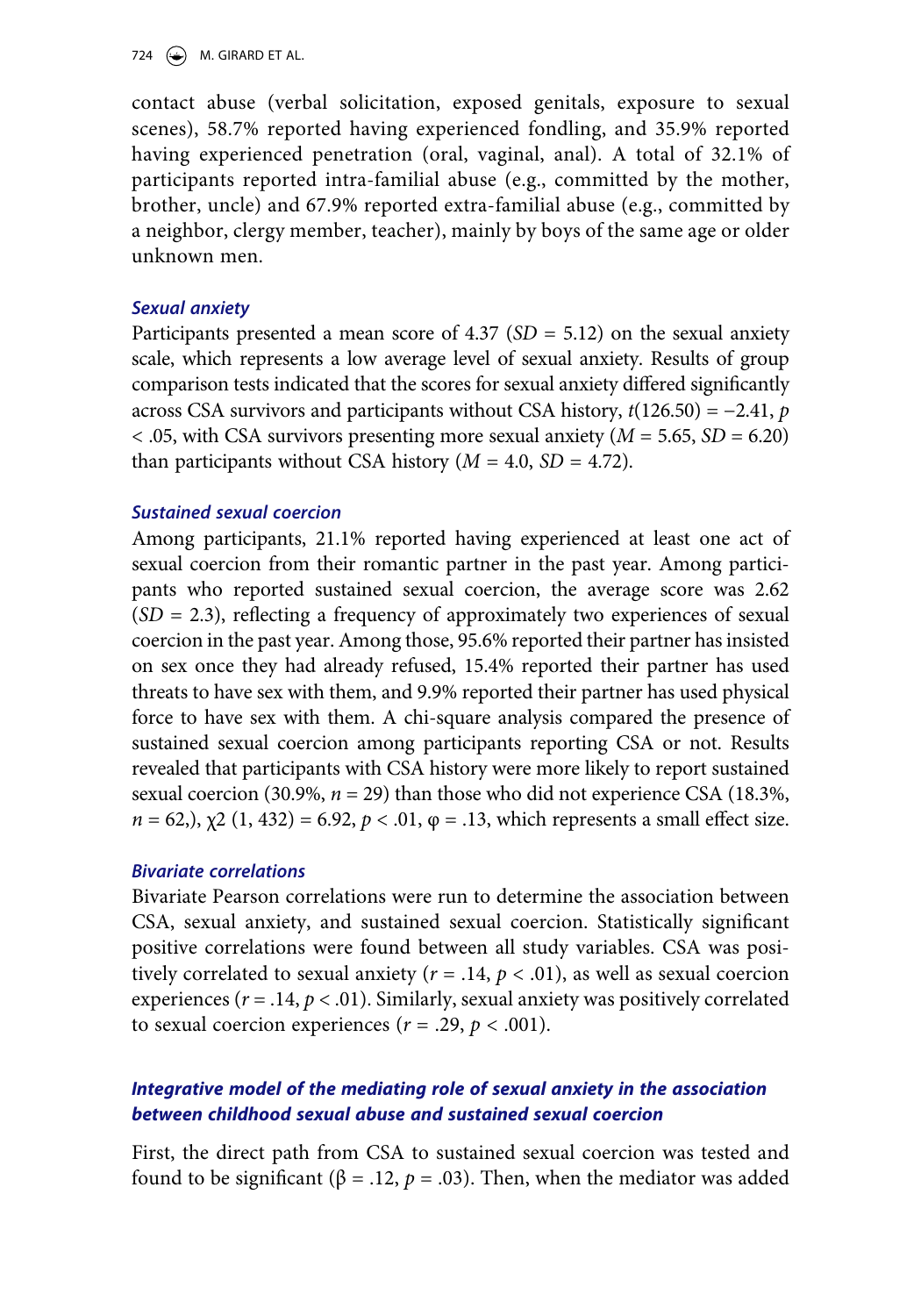contact abuse (verbal solicitation, exposed genitals, exposure to sexual scenes), 58.7% reported having experienced fondling, and 35.9% reported having experienced penetration (oral, vaginal, anal). A total of 32.1% of participants reported intra-familial abuse (e.g., committed by the mother, brother, uncle) and 67.9% reported extra-familial abuse (e.g., committed by a neighbor, clergy member, teacher), mainly by boys of the same age or older unknown men.

### *Sexual anxiety*

Participants presented a mean score of 4.37 ($SD$ = 5.12) on the sexual anxiety scale, which represents a low average level of sexual anxiety. Results of group comparison tests indicated that the scores for sexual anxiety differed significantly across CSA survivors and participants without CSA history, $t(126.50) = -2.41$, $p < .05$, with CSA survivors presenting more sexual anxiety ($M$ = 5.65, $SD$ = 6.20) than participants without CSA history ($M$ = 4.0, $SD$ = 4.72).

### *Sustained sexual coercion*

Among participants, 21.1% reported having experienced at least one act of sexual coercion from their romantic partner in the past year. Among participants who reported sustained sexual coercion, the average score was 2.62 ($SD$ = 2.3), reflecting a frequency of approximately two experiences of sexual coercion in the past year. Among those, 95.6% reported their partner has insisted on sex once they had already refused, 15.4% reported their partner has used threats to have sex with them, and 9.9% reported their partner has used physical force to have sex with them. A chi-square analysis compared the presence of sustained sexual coercion among participants reporting CSA or not. Results revealed that participants with CSA history were more likely to report sustained sexual coercion (30.9%, $n$ = 29) than those who did not experience CSA (18.3%, $n$ = 62,), $\chi 2$ (1, 432) = 6.92, $p < .01$, $\varphi = .13$, which represents a small effect size.

### *Bivariate correlations*

Bivariate Pearson correlations were run to determine the association between CSA, sexual anxiety, and sustained sexual coercion. Statistically significant positive correlations were found between all study variables. CSA was positively correlated to sexual anxiety ($r = .14$, $p < .01$), as well as sexual coercion experiences ($r = .14$, $p < .01$). Similarly, sexual anxiety was positively correlated to sexual coercion experiences ($r = .29$, $p < .001$).

### *Integrative model of the mediating role of sexual anxiety in the association between childhood sexual abuse and sustained sexual coercion*

First, the direct path from CSA to sustained sexual coercion was tested and found to be significant ($\beta = .12$, $p = .03$). Then, when the mediator was added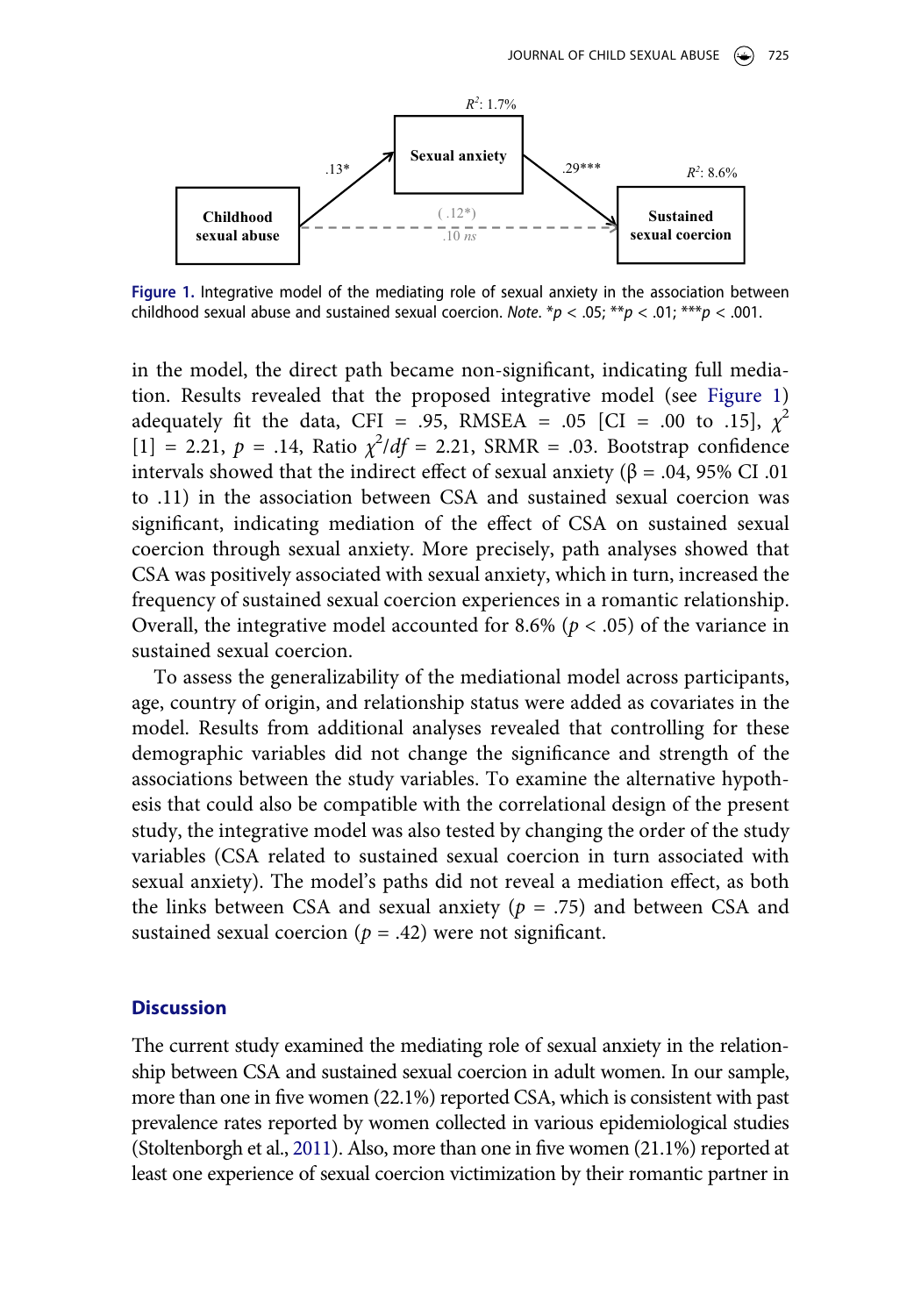Figure 1. Integrative model of the mediating role of sexual anxiety in the association between childhood sexual abuse and sustained sexual coercion. *Note.* *$p < .05$; **$p < .01$; ***$p < .001$.

in the model, the direct path became non-significant, indicating full mediation. Results revealed that the proposed integrative model (see Figure 1) adequately fit the data, CFI = .95, RMSEA = .05 [CI = .00 to .15], $\chi^2$ [1] = 2.21, $p$ = .14, Ratio $\chi^2/df$ = 2.21, SRMR = .03. Bootstrap confidence intervals showed that the indirect effect of sexual anxiety (β = .04, 95% CI .01 to .11) in the association between CSA and sustained sexual coercion was significant, indicating mediation of the effect of CSA on sustained sexual coercion through sexual anxiety. More precisely, path analyses showed that CSA was positively associated with sexual anxiety, which in turn, increased the frequency of sustained sexual coercion experiences in a romantic relationship. Overall, the integrative model accounted for 8.6% ($p < .05$) of the variance in sustained sexual coercion.

To assess the generalizability of the mediational model across participants, age, country of origin, and relationship status were added as covariates in the model. Results from additional analyses revealed that controlling for these demographic variables did not change the significance and strength of the associations between the study variables. To examine the alternative hypothesis that could also be compatible with the correlational design of the present study, the integrative model was also tested by changing the order of the study variables (CSA related to sustained sexual coercion in turn associated with sexual anxiety). The model's paths did not reveal a mediation effect, as both the links between CSA and sexual anxiety ($p$ = .75) and between CSA and sustained sexual coercion ($p$ = .42) were not significant.

## Discussion

The current study examined the mediating role of sexual anxiety in the relationship between CSA and sustained sexual coercion in adult women. In our sample, more than one in five women (22.1%) reported CSA, which is consistent with past prevalence rates reported by women collected in various epidemiological studies (Stoltenborgh et al., 2011). Also, more than one in five women (21.1%) reported at least one experience of sexual coercion victimization by their romantic partner in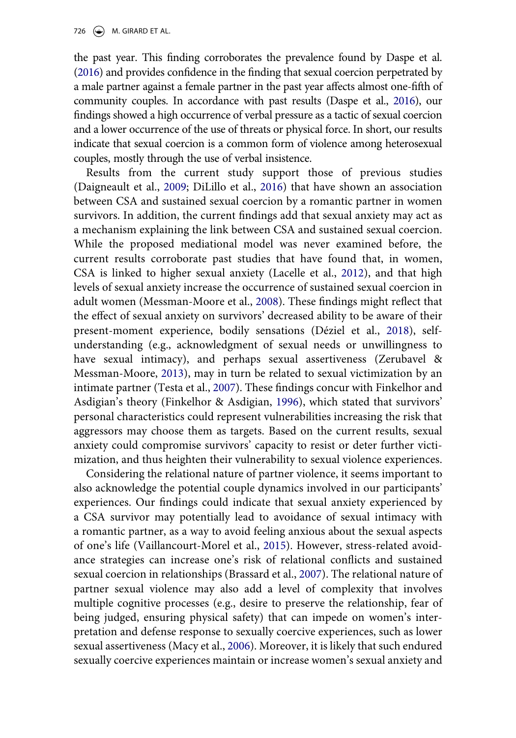the past year. This finding corroborates the prevalence found by Daspe et al. (2016) and provides confidence in the finding that sexual coercion perpetrated by a male partner against a female partner in the past year affects almost one-fifth of community couples. In accordance with past results (Daspe et al., 2016), our findings showed a high occurrence of verbal pressure as a tactic of sexual coercion and a lower occurrence of the use of threats or physical force. In short, our results indicate that sexual coercion is a common form of violence among heterosexual couples, mostly through the use of verbal insistence.

Results from the current study support those of previous studies (Daigneault et al., 2009; DiLillo et al., 2016) that have shown an association between CSA and sustained sexual coercion by a romantic partner in women survivors. In addition, the current findings add that sexual anxiety may act as a mechanism explaining the link between CSA and sustained sexual coercion. While the proposed mediational model was never examined before, the current results corroborate past studies that have found that, in women, CSA is linked to higher sexual anxiety (Lacelle et al., 2012), and that high levels of sexual anxiety increase the occurrence of sustained sexual coercion in adult women (Messman-Moore et al., 2008). These findings might reflect that the effect of sexual anxiety on survivors' decreased ability to be aware of their present-moment experience, bodily sensations (Déziel et al., 2018), self-understanding (e.g., acknowledgment of sexual needs or unwillingness to have sexual intimacy), and perhaps sexual assertiveness (Zerubavel & Messman-Moore, 2013), may in turn be related to sexual victimization by an intimate partner (Testa et al., 2007). These findings concur with Finkelhor and Asdigian's theory (Finkelhor & Asdigian, 1996), which stated that survivors' personal characteristics could represent vulnerabilities increasing the risk that aggressors may choose them as targets. Based on the current results, sexual anxiety could compromise survivors' capacity to resist or deter further victimization, and thus heighten their vulnerability to sexual violence experiences.

Considering the relational nature of partner violence, it seems important to also acknowledge the potential couple dynamics involved in our participants' experiences. Our findings could indicate that sexual anxiety experienced by a CSA survivor may potentially lead to avoidance of sexual intimacy with a romantic partner, as a way to avoid feeling anxious about the sexual aspects of one's life (Vaillancourt-Morel et al., 2015). However, stress-related avoidance strategies can increase one's risk of relational conflicts and sustained sexual coercion in relationships (Brassard et al., 2007). The relational nature of partner sexual violence may also add a level of complexity that involves multiple cognitive processes (e.g., desire to preserve the relationship, fear of being judged, ensuring physical safety) that can impede on women's interpretation and defense response to sexually coercive experiences, such as lower sexual assertiveness (Macy et al., 2006). Moreover, it is likely that such endured sexually coercive experiences maintain or increase women's sexual anxiety and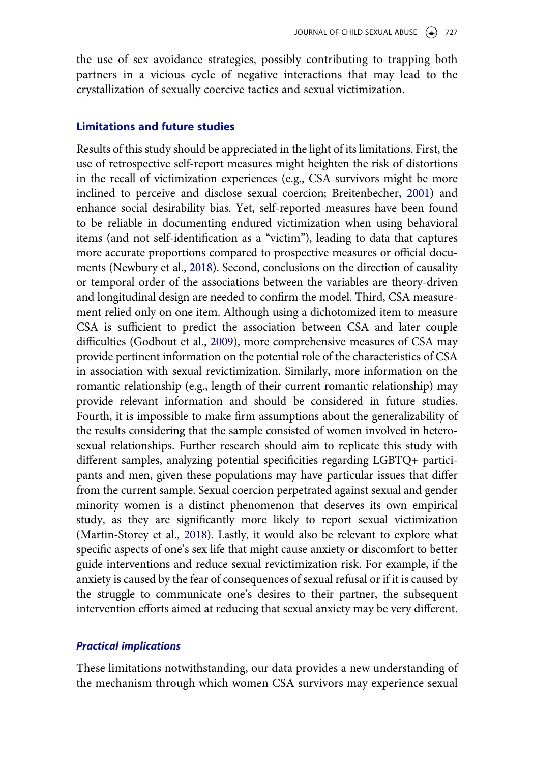the use of sex avoidance strategies, possibly contributing to trapping both partners in a vicious cycle of negative interactions that may lead to the crystallization of sexually coercive tactics and sexual victimization.

## Limitations and future studies

Results of this study should be appreciated in the light of its limitations. First, the use of retrospective self-report measures might heighten the risk of distortions in the recall of victimization experiences (e.g., CSA survivors might be more inclined to perceive and disclose sexual coercion; Breitenbecher, 2001) and enhance social desirability bias. Yet, self-reported measures have been found to be reliable in documenting endured victimization when using behavioral items (and not self-identification as a "victim"), leading to data that captures more accurate proportions compared to prospective measures or official documents (Newbury et al., 2018). Second, conclusions on the direction of causality or temporal order of the associations between the variables are theory-driven and longitudinal design are needed to confirm the model. Third, CSA measurement relied only on one item. Although using a dichotomized item to measure CSA is sufficient to predict the association between CSA and later couple difficulties (Godbout et al., 2009), more comprehensive measures of CSA may provide pertinent information on the potential role of the characteristics of CSA in association with sexual revictimization. Similarly, more information on the romantic relationship (e.g., length of their current romantic relationship) may provide relevant information and should be considered in future studies. Fourth, it is impossible to make firm assumptions about the generalizability of the results considering that the sample consisted of women involved in heterosexual relationships. Further research should aim to replicate this study with different samples, analyzing potential specificities regarding LGBTQ+ participants and men, given these populations may have particular issues that differ from the current sample. Sexual coercion perpetrated against sexual and gender minority women is a distinct phenomenon that deserves its own empirical study, as they are significantly more likely to report sexual victimization (Martin-Storey et al., 2018). Lastly, it would also be relevant to explore what specific aspects of one's sex life that might cause anxiety or discomfort to better guide interventions and reduce sexual revictimization risk. For example, if the anxiety is caused by the fear of consequences of sexual refusal or if it is caused by the struggle to communicate one's desires to their partner, the subsequent intervention efforts aimed at reducing that sexual anxiety may be very different.

### *Practical implications*

These limitations notwithstanding, our data provides a new understanding of the mechanism through which women CSA survivors may experience sexual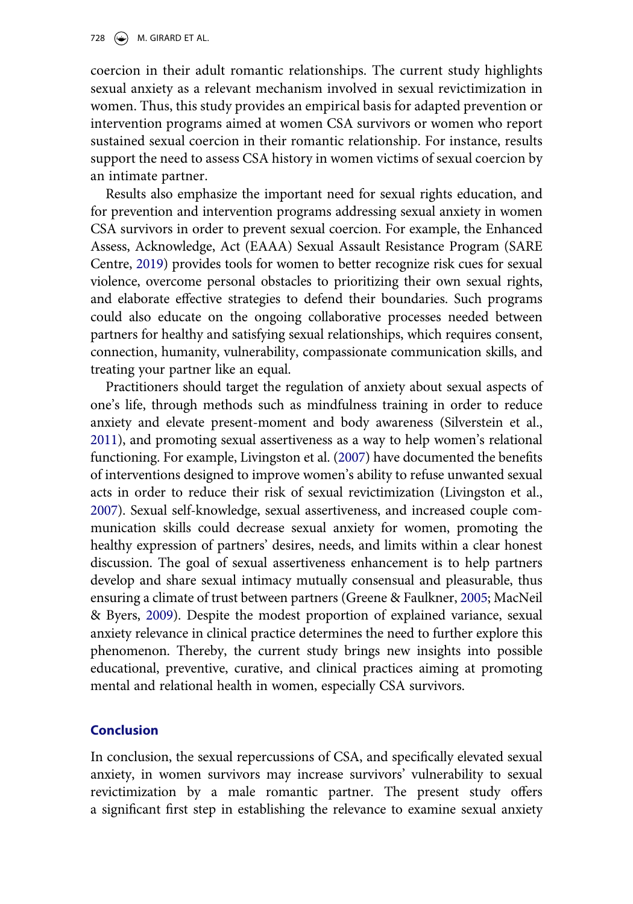coercion in their adult romantic relationships. The current study highlights sexual anxiety as a relevant mechanism involved in sexual revictimization in women. Thus, this study provides an empirical basis for adapted prevention or intervention programs aimed at women CSA survivors or women who report sustained sexual coercion in their romantic relationship. For instance, results support the need to assess CSA history in women victims of sexual coercion by an intimate partner.

Results also emphasize the important need for sexual rights education, and for prevention and intervention programs addressing sexual anxiety in women CSA survivors in order to prevent sexual coercion. For example, the Enhanced Assess, Acknowledge, Act (EAAA) Sexual Assault Resistance Program (SARE Centre, 2019) provides tools for women to better recognize risk cues for sexual violence, overcome personal obstacles to prioritizing their own sexual rights, and elaborate effective strategies to defend their boundaries. Such programs could also educate on the ongoing collaborative processes needed between partners for healthy and satisfying sexual relationships, which requires consent, connection, humanity, vulnerability, compassionate communication skills, and treating your partner like an equal.

Practitioners should target the regulation of anxiety about sexual aspects of one's life, through methods such as mindfulness training in order to reduce anxiety and elevate present-moment and body awareness (Silverstein et al., 2011), and promoting sexual assertiveness as a way to help women's relational functioning. For example, Livingston et al. (2007) have documented the benefits of interventions designed to improve women's ability to refuse unwanted sexual acts in order to reduce their risk of sexual revictimization (Livingston et al., 2007). Sexual self-knowledge, sexual assertiveness, and increased couple communication skills could decrease sexual anxiety for women, promoting the healthy expression of partners' desires, needs, and limits within a clear honest discussion. The goal of sexual assertiveness enhancement is to help partners develop and share sexual intimacy mutually consensual and pleasurable, thus ensuring a climate of trust between partners (Greene & Faulkner, 2005; MacNeil & Byers, 2009). Despite the modest proportion of explained variance, sexual anxiety relevance in clinical practice determines the need to further explore this phenomenon. Thereby, the current study brings new insights into possible educational, preventive, curative, and clinical practices aiming at promoting mental and relational health in women, especially CSA survivors.

## Conclusion

In conclusion, the sexual repercussions of CSA, and specifically elevated sexual anxiety, in women survivors may increase survivors' vulnerability to sexual revictimization by a male romantic partner. The present study offers a significant first step in establishing the relevance to examine sexual anxiety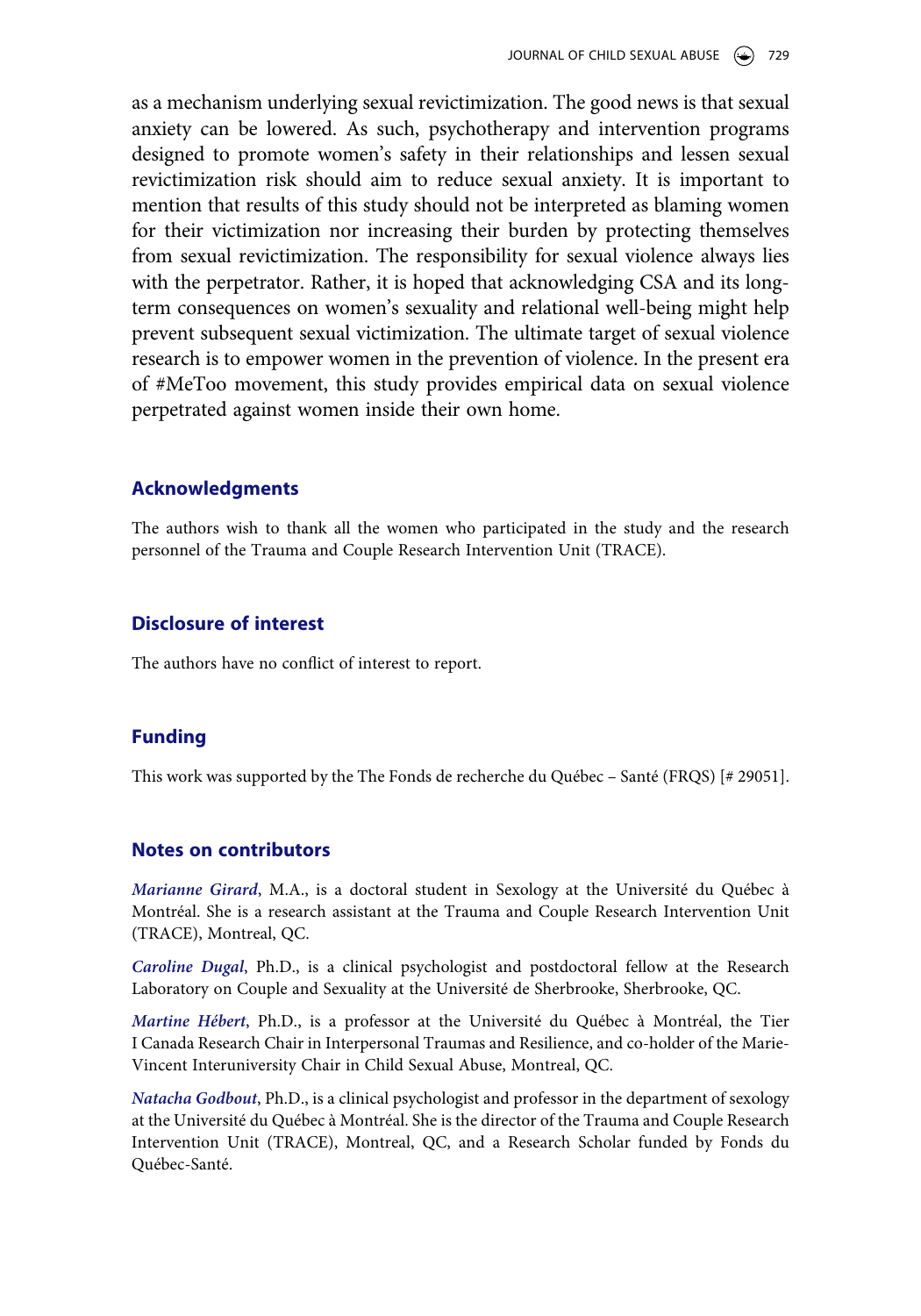as a mechanism underlying sexual revictimization. The good news is that sexual anxiety can be lowered. As such, psychotherapy and intervention programs designed to promote women's safety in their relationships and lessen sexual revictimization risk should aim to reduce sexual anxiety. It is important to mention that results of this study should not be interpreted as blaming women for their victimization nor increasing their burden by protecting themselves from sexual revictimization. The responsibility for sexual violence always lies with the perpetrator. Rather, it is hoped that acknowledging CSA and its long-term consequences on women's sexuality and relational well-being might help prevent subsequent sexual victimization. The ultimate target of sexual violence research is to empower women in the prevention of violence. In the present era of #MeToo movement, this study provides empirical data on sexual violence perpetrated against women inside their own home.

## Acknowledgments

The authors wish to thank all the women who participated in the study and the research personnel of the Trauma and Couple Research Intervention Unit (TRACE).

## Disclosure of interest

The authors have no conflict of interest to report.

## Funding

This work was supported by the The Fonds de recherche du Québec – Santé (FRQS) [# 29051].

## Notes on contributors

***Marianne Girard***, M.A., is a doctoral student in Sexology at the Université du Québec à Montréal. She is a research assistant at the Trauma and Couple Research Intervention Unit (TRACE), Montreal, QC.

***Caroline Dugal***, Ph.D., is a clinical psychologist and postdoctoral fellow at the Research Laboratory on Couple and Sexuality at the Université de Sherbrooke, Sherbrooke, QC.

***Martine Hébert***, Ph.D., is a professor at the Université du Québec à Montréal, the Tier I Canada Research Chair in Interpersonal Traumas and Resilience, and co-holder of the Marie-Vincent Interuniversity Chair in Child Sexual Abuse, Montreal, QC.

***Natacha Godbout***, Ph.D., is a clinical psychologist and professor in the department of sexology at the Université du Québec à Montréal. She is the director of the Trauma and Couple Research Intervention Unit (TRACE), Montreal, QC, and a Research Scholar funded by Fonds du Québec-Santé.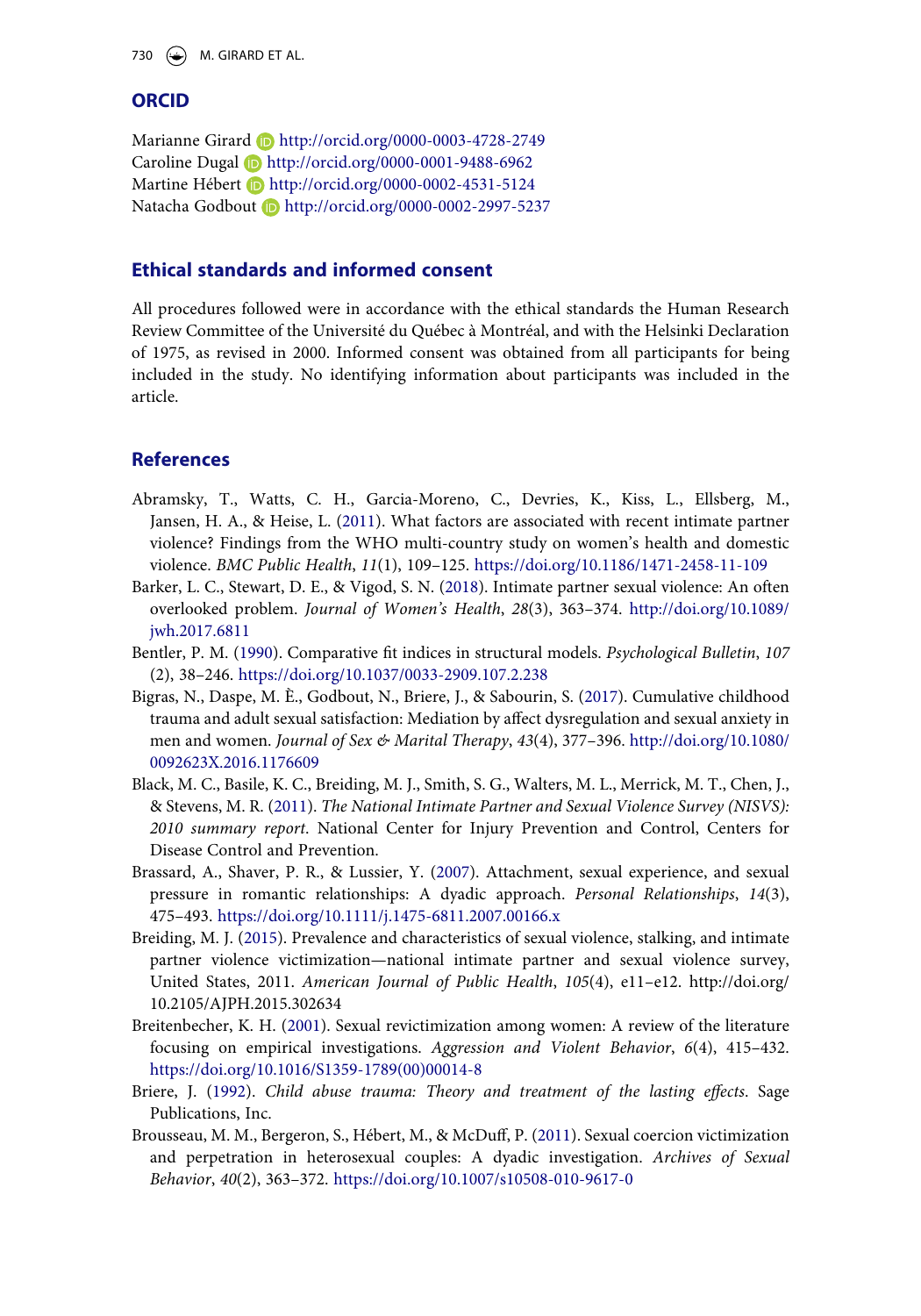## ORCID

Marianne Girard http://orcid.org/0000-0003-4728-2749
Caroline Dugal http://orcid.org/0000-0001-9488-6962
Martine Hébert http://orcid.org/0000-0002-4531-5124
Natacha Godbout http://orcid.org/0000-0002-2997-5237

## Ethical standards and informed consent

All procedures followed were in accordance with the ethical standards the Human Research Review Committee of the Université du Québec à Montréal, and with the Helsinki Declaration of 1975, as revised in 2000. Informed consent was obtained from all participants for being included in the study. No identifying information about participants was included in the article.

## References

Abramsky, T., Watts, C. H., Garcia-Moreno, C., Devries, K., Kiss, L., Ellsberg, M., Jansen, H. A., & Heise, L. (2011). What factors are associated with recent intimate partner violence? Findings from the WHO multi-country study on women's health and domestic violence. *BMC Public Health*, *11*(1), 109–125. https://doi.org/10.1186/1471-2458-11-109

Barker, L. C., Stewart, D. E., & Vigod, S. N. (2018). Intimate partner sexual violence: An often overlooked problem. *Journal of Women's Health*, *28*(3), 363–374. http://doi.org/10.1089/jwh.2017.6811

Bentler, P. M. (1990). Comparative fit indices in structural models. *Psychological Bulletin*, *107* (2), 38–246. https://doi.org/10.1037/0033-2909.107.2.238

Bigras, N., Daspe, M. È., Godbout, N., Briere, J., & Sabourin, S. (2017). Cumulative childhood trauma and adult sexual satisfaction: Mediation by affect dysregulation and sexual anxiety in men and women. *Journal of Sex & Marital Therapy*, *43*(4), 377–396. http://doi.org/10.1080/0092623X.2016.1176609

Black, M. C., Basile, K. C., Breiding, M. J., Smith, S. G., Walters, M. L., Merrick, M. T., Chen, J., & Stevens, M. R. (2011). *The National Intimate Partner and Sexual Violence Survey (NISVS): 2010 summary report*. National Center for Injury Prevention and Control, Centers for Disease Control and Prevention.

Brassard, A., Shaver, P. R., & Lussier, Y. (2007). Attachment, sexual experience, and sexual pressure in romantic relationships: A dyadic approach. *Personal Relationships*, *14*(3), 475–493. https://doi.org/10.1111/j.1475-6811.2007.00166.x

Breiding, M. J. (2015). Prevalence and characteristics of sexual violence, stalking, and intimate partner violence victimization—national intimate partner and sexual violence survey, United States, 2011. *American Journal of Public Health*, *105*(4), e11–e12. http://doi.org/10.2105/AJPH.2015.302634

Breitenbecher, K. H. (2001). Sexual revictimization among women: A review of the literature focusing on empirical investigations. *Aggression and Violent Behavior*, *6*(4), 415–432. https://doi.org/10.1016/S1359-1789(00)00014-8

Briere, J. (1992). *Child abuse trauma: Theory and treatment of the lasting effects*. Sage Publications, Inc.

Brousseau, M. M., Bergeron, S., Hébert, M., & McDuff, P. (2011). Sexual coercion victimization and perpetration in heterosexual couples: A dyadic investigation. *Archives of Sexual Behavior*, *40*(2), 363–372. https://doi.org/10.1007/s10508-010-9617-0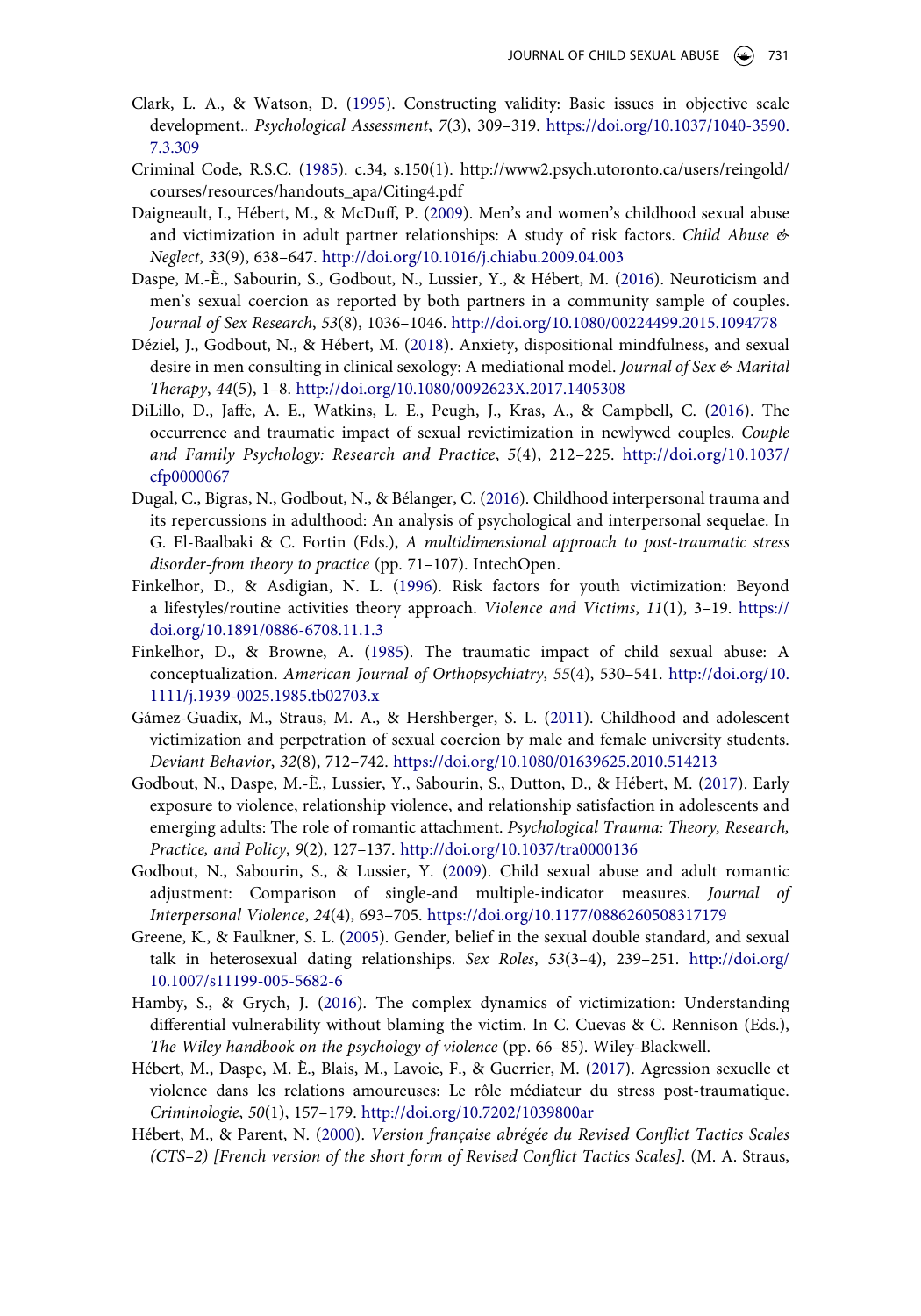Clark, L. A., & Watson, D. (1995). Constructing validity: Basic issues in objective scale development.. *Psychological Assessment*, *7*(3), 309–319. https://doi.org/10.1037/1040-3590.7.3.309

Criminal Code, R.S.C. (1985). c.34, s.150(1). http://www2.psych.utoronto.ca/users/reingold/courses/resources/handouts_apa/Citing4.pdf

Daigneault, I., Hébert, M., & McDuff, P. (2009). Men's and women's childhood sexual abuse and victimization in adult partner relationships: A study of risk factors. *Child Abuse & Neglect*, *33*(9), 638–647. http://doi.org/10.1016/j.chiabu.2009.04.003

Daspe, M.-È., Sabourin, S., Godbout, N., Lussier, Y., & Hébert, M. (2016). Neuroticism and men's sexual coercion as reported by both partners in a community sample of couples. *Journal of Sex Research*, *53*(8), 1036–1046. http://doi.org/10.1080/00224499.2015.1094778

Déziel, J., Godbout, N., & Hébert, M. (2018). Anxiety, dispositional mindfulness, and sexual desire in men consulting in clinical sexology: A mediational model. *Journal of Sex & Marital Therapy*, *44*(5), 1–8. http://doi.org/10.1080/0092623X.2017.1405308

DiLillo, D., Jaffe, A. E., Watkins, L. E., Peugh, J., Kras, A., & Campbell, C. (2016). The occurrence and traumatic impact of sexual revictimization in newlywed couples. *Couple and Family Psychology: Research and Practice*, *5*(4), 212–225. http://doi.org/10.1037/cfp0000067

Dugal, C., Bigras, N., Godbout, N., & Bélanger, C. (2016). Childhood interpersonal trauma and its repercussions in adulthood: An analysis of psychological and interpersonal sequelae. In G. El-Baalbaki & C. Fortin (Eds.), *A multidimensional approach to post-traumatic stress disorder-from theory to practice* (pp. 71–107). IntechOpen.

Finkelhor, D., & Asdigian, N. L. (1996). Risk factors for youth victimization: Beyond a lifestyles/routine activities theory approach. *Violence and Victims*, *11*(1), 3–19. https://doi.org/10.1891/0886-6708.11.1.3

Finkelhor, D., & Browne, A. (1985). The traumatic impact of child sexual abuse: A conceptualization. *American Journal of Orthopsychiatry*, *55*(4), 530–541. http://doi.org/10.1111/j.1939-0025.1985.tb02703.x

Gámez-Guadix, M., Straus, M. A., & Hershberger, S. L. (2011). Childhood and adolescent victimization and perpetration of sexual coercion by male and female university students. *Deviant Behavior*, *32*(8), 712–742. https://doi.org/10.1080/01639625.2010.514213

Godbout, N., Daspe, M.-È., Lussier, Y., Sabourin, S., Dutton, D., & Hébert, M. (2017). Early exposure to violence, relationship violence, and relationship satisfaction in adolescents and emerging adults: The role of romantic attachment. *Psychological Trauma: Theory, Research, Practice, and Policy*, *9*(2), 127–137. http://doi.org/10.1037/tra0000136

Godbout, N., Sabourin, S., & Lussier, Y. (2009). Child sexual abuse and adult romantic adjustment: Comparison of single-and multiple-indicator measures. *Journal of Interpersonal Violence*, *24*(4), 693–705. https://doi.org/10.1177/0886260508317179

Greene, K., & Faulkner, S. L. (2005). Gender, belief in the sexual double standard, and sexual talk in heterosexual dating relationships. *Sex Roles*, *53*(3–4), 239–251. http://doi.org/10.1007/s11199-005-5682-6

Hamby, S., & Grych, J. (2016). The complex dynamics of victimization: Understanding differential vulnerability without blaming the victim. In C. Cuevas & C. Rennison (Eds.), *The Wiley handbook on the psychology of violence* (pp. 66–85). Wiley-Blackwell.

Hébert, M., Daspe, M. È., Blais, M., Lavoie, F., & Guerrier, M. (2017). Agression sexuelle et violence dans les relations amoureuses: Le rôle médiateur du stress post-traumatique. *Criminologie*, *50*(1), 157–179. http://doi.org/10.7202/1039800ar

Hébert, M., & Parent, N. (2000). *Version française abrégée du Revised Conflict Tactics Scales (CTS–2) [French version of the short form of Revised Conflict Tactics Scales]*. (M. A. Straus,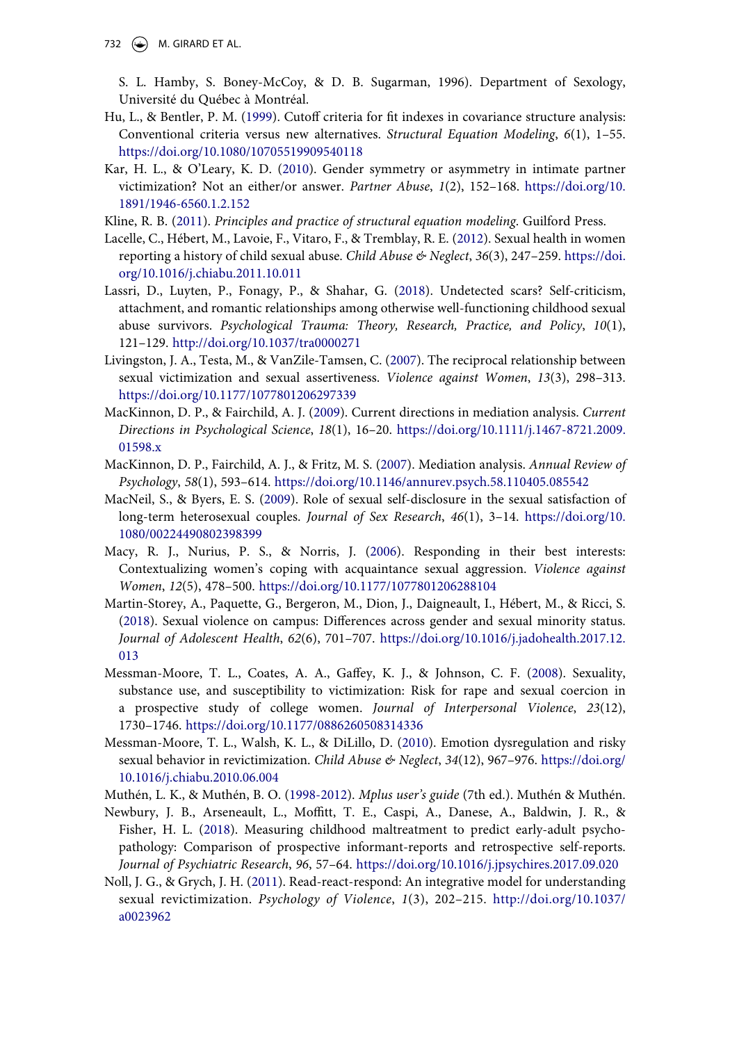S. L. Hamby, S. Boney-McCoy, & D. B. Sugarman, 1996). Department of Sexology, Université du Québec à Montréal.

Hu, L., & Bentler, P. M. (1999). Cutoff criteria for fit indexes in covariance structure analysis: Conventional criteria versus new alternatives. *Structural Equation Modeling*, *6*(1), 1–55. https://doi.org/10.1080/10705519909540118

Kar, H. L., & O'Leary, K. D. (2010). Gender symmetry or asymmetry in intimate partner victimization? Not an either/or answer. *Partner Abuse*, *1*(2), 152–168. https://doi.org/10.1891/1946-6560.1.2.152

Kline, R. B. (2011). *Principles and practice of structural equation modeling*. Guilford Press.

Lacelle, C., Hébert, M., Lavoie, F., Vitaro, F., & Tremblay, R. E. (2012). Sexual health in women reporting a history of child sexual abuse. *Child Abuse & Neglect*, *36*(3), 247–259. https://doi.org/10.1016/j.chiabu.2011.10.011

Lassri, D., Luyten, P., Fonagy, P., & Shahar, G. (2018). Undetected scars? Self-criticism, attachment, and romantic relationships among otherwise well-functioning childhood sexual abuse survivors. *Psychological Trauma: Theory, Research, Practice, and Policy*, *10*(1), 121–129. http://doi.org/10.1037/tra0000271

Livingston, J. A., Testa, M., & VanZile-Tamsen, C. (2007). The reciprocal relationship between sexual victimization and sexual assertiveness. *Violence against Women*, *13*(3), 298–313. https://doi.org/10.1177/1077801206297339

MacKinnon, D. P., & Fairchild, A. J. (2009). Current directions in mediation analysis. *Current Directions in Psychological Science*, *18*(1), 16–20. https://doi.org/10.1111/j.1467-8721.2009.01598.x

MacKinnon, D. P., Fairchild, A. J., & Fritz, M. S. (2007). Mediation analysis. *Annual Review of Psychology*, *58*(1), 593–614. https://doi.org/10.1146/annurev.psych.58.110405.085542

MacNeil, S., & Byers, E. S. (2009). Role of sexual self-disclosure in the sexual satisfaction of long-term heterosexual couples. *Journal of Sex Research*, *46*(1), 3–14. https://doi.org/10.1080/00224490802398399

Macy, R. J., Nurius, P. S., & Norris, J. (2006). Responding in their best interests: Contextualizing women's coping with acquaintance sexual aggression. *Violence against Women*, *12*(5), 478–500. https://doi.org/10.1177/1077801206288104

Martin-Storey, A., Paquette, G., Bergeron, M., Dion, J., Daigneault, I., Hébert, M., & Ricci, S. (2018). Sexual violence on campus: Differences across gender and sexual minority status. *Journal of Adolescent Health*, *62*(6), 701–707. https://doi.org/10.1016/j.jadohealth.2017.12.013

Messman-Moore, T. L., Coates, A. A., Gaffey, K. J., & Johnson, C. F. (2008). Sexuality, substance use, and susceptibility to victimization: Risk for rape and sexual coercion in a prospective study of college women. *Journal of Interpersonal Violence*, *23*(12), 1730–1746. https://doi.org/10.1177/0886260508314336

Messman-Moore, T. L., Walsh, K. L., & DiLillo, D. (2010). Emotion dysregulation and risky sexual behavior in revictimization. *Child Abuse & Neglect*, *34*(12), 967–976. https://doi.org/10.1016/j.chiabu.2010.06.004

Muthén, L. K., & Muthén, B. O. (1998-2012). *Mplus user's guide* (7th ed.). Muthén & Muthén.

Newbury, J. B., Arseneault, L., Moffitt, T. E., Caspi, A., Danese, A., Baldwin, J. R., & Fisher, H. L. (2018). Measuring childhood maltreatment to predict early-adult psychopathology: Comparison of prospective informant-reports and retrospective self-reports. *Journal of Psychiatric Research*, *96*, 57–64. https://doi.org/10.1016/j.jpsychires.2017.09.020

Noll, J. G., & Grych, J. H. (2011). Read-react-respond: An integrative model for understanding sexual revictimization. *Psychology of Violence*, *1*(3), 202–215. http://doi.org/10.1037/a0023962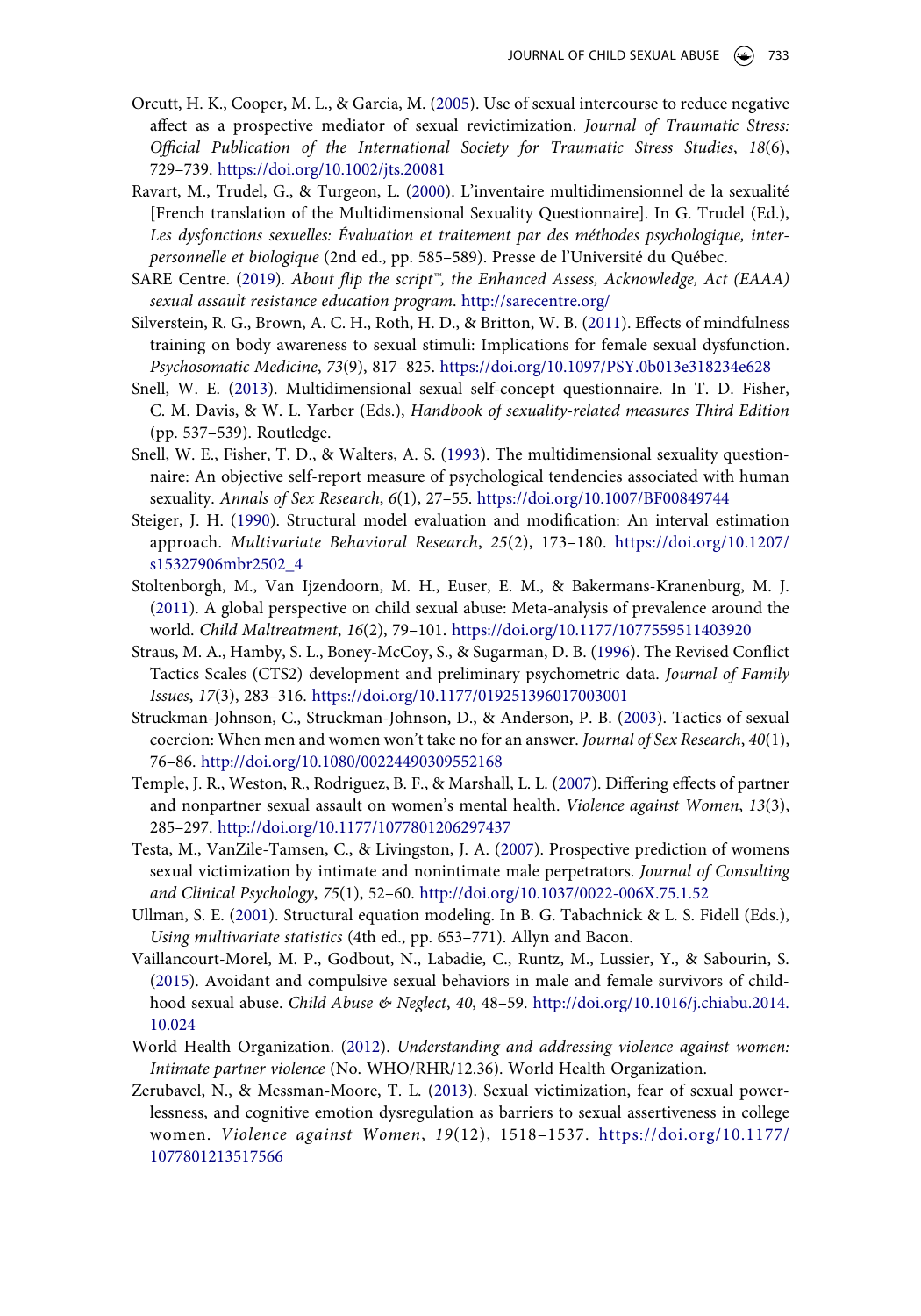Orcutt, H. K., Cooper, M. L., & Garcia, M. (2005). Use of sexual intercourse to reduce negative affect as a prospective mediator of sexual revictimization. *Journal of Traumatic Stress: Official Publication of the International Society for Traumatic Stress Studies*, *18*(6), 729–739. https://doi.org/10.1002/jts.20081

Ravart, M., Trudel, G., & Turgeon, L. (2000). L'inventaire multidimensionnel de la sexualité [French translation of the Multidimensional Sexuality Questionnaire]. In G. Trudel (Ed.), *Les dysfonctions sexuelles: Évaluation et traitement par des méthodes psychologique, interpersonnelle et biologique* (2nd ed., pp. 585–589). Presse de l'Université du Québec.

SARE Centre. (2019). *About flip the script™, the Enhanced Assess, Acknowledge, Act (EAAA) sexual assault resistance education program*. http://sarecentre.org/

Silverstein, R. G., Brown, A. C. H., Roth, H. D., & Britton, W. B. (2011). Effects of mindfulness training on body awareness to sexual stimuli: Implications for female sexual dysfunction. *Psychosomatic Medicine*, *73*(9), 817–825. https://doi.org/10.1097/PSY.0b013e318234e628

Snell, W. E. (2013). Multidimensional sexual self-concept questionnaire. In T. D. Fisher, C. M. Davis, & W. L. Yarber (Eds.), *Handbook of sexuality-related measures Third Edition* (pp. 537–539). Routledge.

Snell, W. E., Fisher, T. D., & Walters, A. S. (1993). The multidimensional sexuality questionnaire: An objective self-report measure of psychological tendencies associated with human sexuality. *Annals of Sex Research*, *6*(1), 27–55. https://doi.org/10.1007/BF00849744

Steiger, J. H. (1990). Structural model evaluation and modification: An interval estimation approach. *Multivariate Behavioral Research*, *25*(2), 173–180. https://doi.org/10.1207/s15327906mbr2502_4

Stoltenborgh, M., Van Ijzendoorn, M. H., Euser, E. M., & Bakermans-Kranenburg, M. J. (2011). A global perspective on child sexual abuse: Meta-analysis of prevalence around the world. *Child Maltreatment*, *16*(2), 79–101. https://doi.org/10.1177/1077559511403920

Straus, M. A., Hamby, S. L., Boney-McCoy, S., & Sugarman, D. B. (1996). The Revised Conflict Tactics Scales (CTS2) development and preliminary psychometric data. *Journal of Family Issues*, *17*(3), 283–316. https://doi.org/10.1177/019251396017003001

Struckman-Johnson, C., Struckman-Johnson, D., & Anderson, P. B. (2003). Tactics of sexual coercion: When men and women won't take no for an answer. *Journal of Sex Research*, *40*(1), 76–86. http://doi.org/10.1080/00224490309552168

Temple, J. R., Weston, R., Rodriguez, B. F., & Marshall, L. L. (2007). Differing effects of partner and nonpartner sexual assault on women's mental health. *Violence against Women*, *13*(3), 285–297. http://doi.org/10.1177/1077801206297437

Testa, M., VanZile-Tamsen, C., & Livingston, J. A. (2007). Prospective prediction of womens sexual victimization by intimate and nonintimate male perpetrators. *Journal of Consulting and Clinical Psychology*, *75*(1), 52–60. http://doi.org/10.1037/0022-006X.75.1.52

Ullman, S. E. (2001). Structural equation modeling. In B. G. Tabachnick & L. S. Fidell (Eds.), *Using multivariate statistics* (4th ed., pp. 653–771). Allyn and Bacon.

Vaillancourt-Morel, M. P., Godbout, N., Labadie, C., Runtz, M., Lussier, Y., & Sabourin, S. (2015). Avoidant and compulsive sexual behaviors in male and female survivors of childhood sexual abuse. *Child Abuse & Neglect*, *40*, 48–59. http://doi.org/10.1016/j.chiabu.2014.10.024

World Health Organization. (2012). *Understanding and addressing violence against women: Intimate partner violence* (No. WHO/RHR/12.36). World Health Organization.

Zerubavel, N., & Messman-Moore, T. L. (2013). Sexual victimization, fear of sexual powerlessness, and cognitive emotion dysregulation as barriers to sexual assertiveness in college women. *Violence against Women*, *19*(12), 1518–1537. https://doi.org/10.1177/1077801213517566